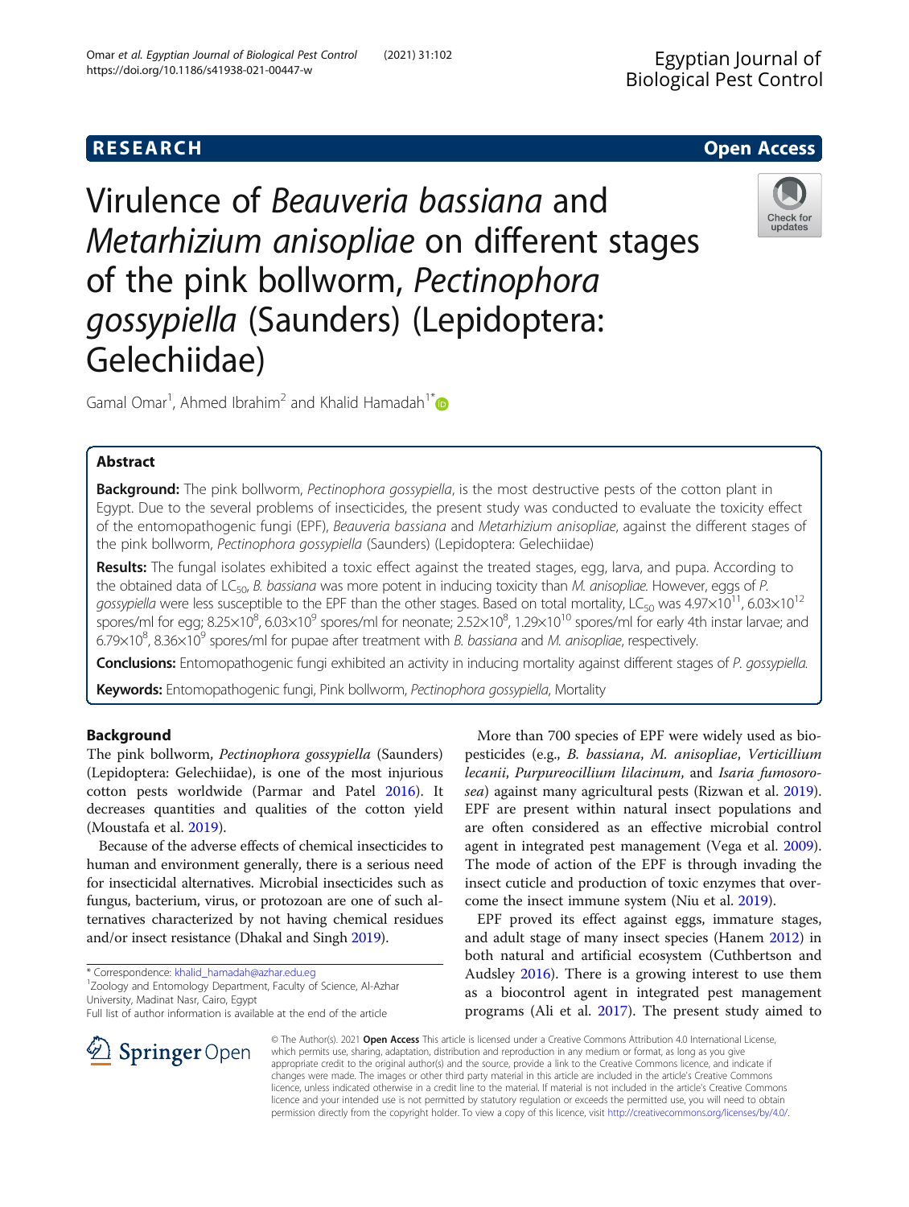RESEARCH

Open Access

# Virulence of *Beauveria bassiana* and *Metarhizium anisopliae* on different stages of the pink bollworm, *Pectinophora gossypiella* (Saunders) (Lepidoptera: Gelechiidae)

Gamal Omar[1], Ahmed Ibrahim[2] and Khalid Hamadah[1*]

## Abstract

**Background:** The pink bollworm, *Pectinophora gossypiella*, is the most destructive pests of the cotton plant in Egypt. Due to the several problems of insecticides, the present study was conducted to evaluate the toxicity effect of the entomopathogenic fungi (EPF), *Beauveria bassiana* and *Metarhizium anisopliae*, against the different stages of the pink bollworm, *Pectinophora gossypiella* (Saunders) (Lepidoptera: Gelechiidae)

**Results:** The fungal isolates exhibited a toxic effect against the treated stages, egg, larva, and pupa. According to the obtained data of $LC_{50}$, *B. bassiana* was more potent in inducing toxicity than *M. anisopliae*. However, eggs of *P. gossypiella* were less susceptible to the EPF than the other stages. Based on total mortality, $LC_{50}$ was $4.97\times10^{11}$, $6.03\times10^{12}$ spores/ml for egg; $8.25\times10^{8}$, $6.03\times10^{9}$ spores/ml for neonate; $2.52\times10^{8}$, $1.29\times10^{10}$ spores/ml for early 4th instar larvae; and $6.79\times10^{8}$, $8.36\times10^{9}$ spores/ml for pupae after treatment with *B. bassiana* and *M. anisopliae*, respectively.

**Conclusions:** Entomopathogenic fungi exhibited an activity in inducing mortality against different stages of *P. gossypiella*.

**Keywords:** Entomopathogenic fungi, Pink bollworm, *Pectinophora gossypiella*, Mortality

## Background

The pink bollworm, *Pectinophora gossypiella* (Saunders) (Lepidoptera: Gelechiidae), is one of the most injurious cotton pests worldwide (Parmar and Patel 2016). It decreases quantities and qualities of the cotton yield (Moustafa et al. 2019).

Because of the adverse effects of chemical insecticides to human and environment generally, there is a serious need for insecticidal alternatives. Microbial insecticides such as fungus, bacterium, virus, or protozoan are one of such alternatives characterized by not having chemical residues and/or insect resistance (Dhakal and Singh 2019).

More than 700 species of EPF were widely used as biopesticides (e.g., *B. bassiana*, *M. anisopliae*, *Verticillium lecanii*, *Purpureocillium lilacinum*, and *Isaria fumosorosea*) against many agricultural pests (Rizwan et al. 2019). EPF are present within natural insect populations and are often considered as an effective microbial control agent in integrated pest management (Vega et al. 2009). The mode of action of the EPF is through invading the insect cuticle and production of toxic enzymes that overcome the insect immune system (Niu et al. 2019).

EPF proved its effect against eggs, immature stages, and adult stage of many insect species (Hanem 2012) in both natural and artificial ecosystem (Cuthbertson and Audsley 2016). There is a growing interest to use them as a biocontrol agent in integrated pest management programs (Ali et al. 2017). The present study aimed to

\* Correspondence: khalid_hamadah@azhar.edu.eg
[1]Zoology and Entomology Department, Faculty of Science, Al-Azhar University, Madinat Nasr, Cairo, Egypt
Full list of author information is available at the end of the article

© The Author(s). 2021 **Open Access** This article is licensed under a Creative Commons Attribution 4.0 International License, which permits use, sharing, adaptation, distribution and reproduction in any medium or format, as long as you give appropriate credit to the original author(s) and the source, provide a link to the Creative Commons licence, and indicate if changes were made. The images or other third party material in this article are included in the article's Creative Commons licence, unless indicated otherwise in a credit line to the material. If material is not included in the article's Creative Commons licence and your intended use is not permitted by statutory regulation or exceeds the permitted use, you will need to obtain permission directly from the copyright holder. To view a copy of this licence, visit http://creativecommons.org/licenses/by/4.0/.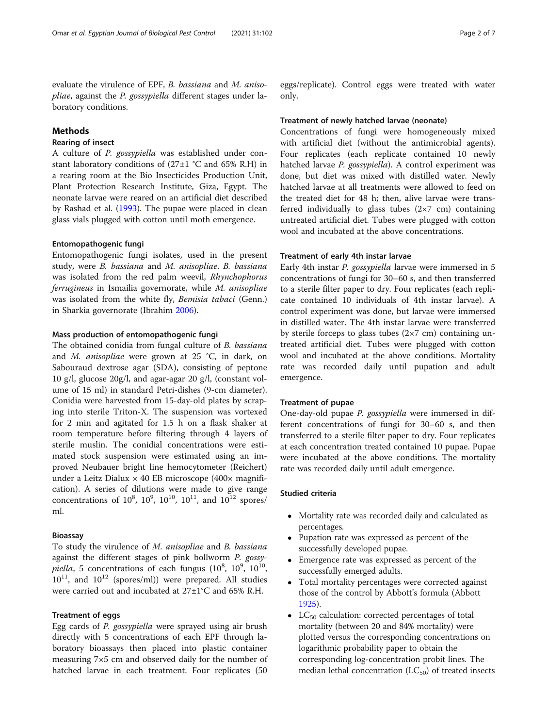evaluate the virulence of EPF, *B. bassiana* and *M. anisopliae*, against the *P. gossypiella* different stages under laboratory conditions.

## Methods

### Rearing of insect

A culture of *P. gossypiella* was established under constant laboratory conditions of (27±1 °C and 65% R.H) in a rearing room at the Bio Insecticides Production Unit, Plant Protection Research Institute, Giza, Egypt. The neonate larvae were reared on an artificial diet described by Rashad et al. (1993). The pupae were placed in clean glass vials plugged with cotton until moth emergence.

#### Entomopathogenic fungi

Entomopathogenic fungi isolates, used in the present study, were *B. bassiana* and *M. anisopliae*. *B. bassiana* was isolated from the red palm weevil, *Rhynchophorus ferrugineus* in Ismailia governorate, while *M. anisopliae* was isolated from the white fly, *Bemisia tabaci* (Genn.) in Sharkia governorate (Ibrahim 2006).

#### Mass production of entomopathogenic fungi

The obtained conidia from fungal culture of *B. bassiana* and *M. anisopliae* were grown at 25 °C, in dark, on Sabouraud dextrose agar (SDA), consisting of peptone 10 g/l, glucose 20g/l, and agar-agar 20 g/l, (constant volume of 15 ml) in standard Petri-dishes (9-cm diameter). Conidia were harvested from 15-day-old plates by scraping into sterile Triton-X. The suspension was vortexed for 2 min and agitated for 1.5 h on a flask shaker at room temperature before filtering through 4 layers of sterile muslin. The conidial concentrations were estimated stock suspension were estimated using an improved Neubauer bright line hemocytometer (Reichert) under a Leitz Dialux × 40 EB microscope (400× magnification). A series of dilutions were made to give range concentrations of $10^8$, $10^9$, $10^{10}$, $10^{11}$, and $10^{12}$ spores/ml.

#### Bioassay

To study the virulence of *M. anisopliae* and *B. bassiana* against the different stages of pink bollworm *P. gossypiella*, 5 concentrations of each fungus ($10^8$, $10^9$, $10^{10}$, $10^{11}$, and $10^{12}$ (spores/ml)) were prepared. All studies were carried out and incubated at 27±1°C and 65% R.H.

#### Treatment of eggs

Egg cards of *P. gossypiella* were sprayed using air brush directly with 5 concentrations of each EPF through laboratory bioassays then placed into plastic container measuring 7×5 cm and observed daily for the number of hatched larvae in each treatment. Four replicates (50 eggs/replicate). Control eggs were treated with water only.

#### Treatment of newly hatched larvae (neonate)

Concentrations of fungi were homogeneously mixed with artificial diet (without the antimicrobial agents). Four replicates (each replicate contained 10 newly hatched larvae *P. gossypiella*). A control experiment was done, but diet was mixed with distilled water. Newly hatched larvae at all treatments were allowed to feed on the treated diet for 48 h; then, alive larvae were transferred individually to glass tubes (2×7 cm) containing untreated artificial diet. Tubes were plugged with cotton wool and incubated at the above concentrations.

#### Treatment of early 4th instar larvae

Early 4th instar *P. gossypiella* larvae were immersed in 5 concentrations of fungi for 30–60 s, and then transferred to a sterile filter paper to dry. Four replicates (each replicate contained 10 individuals of 4th instar larvae). A control experiment was done, but larvae were immersed in distilled water. The 4th instar larvae were transferred by sterile forceps to glass tubes (2×7 cm) containing untreated artificial diet. Tubes were plugged with cotton wool and incubated at the above conditions. Mortality rate was recorded daily until pupation and adult emergence.

#### Treatment of pupae

One-day-old pupae *P. gossypiella* were immersed in different concentrations of fungi for 30–60 s, and then transferred to a sterile filter paper to dry. Four replicates at each concentration treated contained 10 pupae. Pupae were incubated at the above conditions. The mortality rate was recorded daily until adult emergence.

### Studied criteria

- Mortality rate was recorded daily and calculated as percentages.
- Pupation rate was expressed as percent of the successfully developed pupae.
- Emergence rate was expressed as percent of the successfully emerged adults.
- Total mortality percentages were corrected against those of the control by Abbott's formula (Abbott 1925).
- $LC_{50}$ calculation: corrected percentages of total mortality (between 20 and 84% mortality) were plotted versus the corresponding concentrations on logarithmic probability paper to obtain the corresponding log-concentration probit lines. The median lethal concentration ($LC_{50}$) of treated insects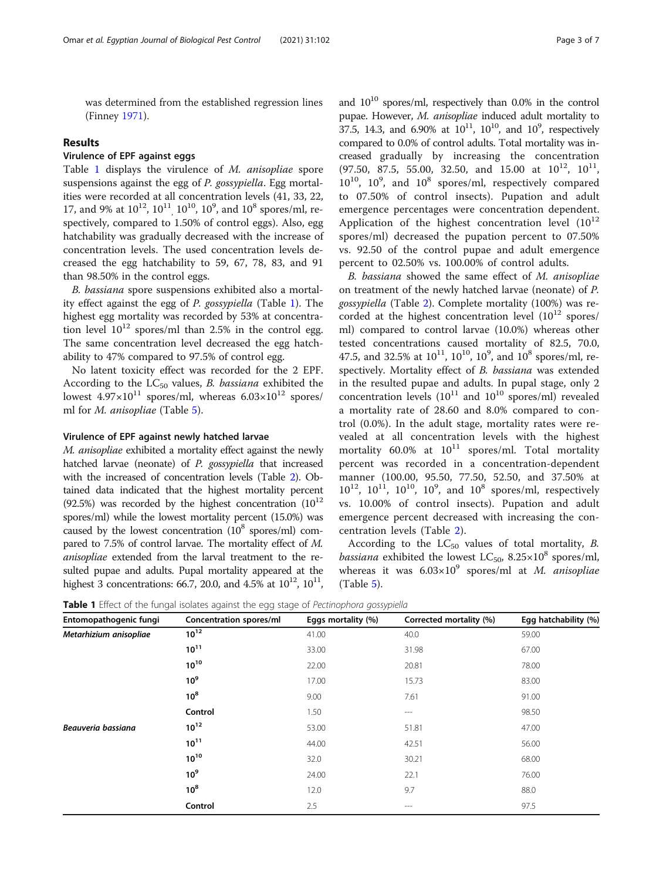was determined from the established regression lines (Finney 1971).

## Results

### Virulence of EPF against eggs

Table 1 displays the virulence of *M. anisopliae* spore suspensions against the egg of *P. gossypiella*. Egg mortalities were recorded at all concentration levels (41, 33, 22, 17, and 9% at $10^{12}$, $10^{11}$, $10^{10}$, $10^{9}$, and $10^{8}$ spores/ml, respectively, compared to 1.50% of control eggs). Also, egg hatchability was gradually decreased with the increase of concentration levels. The used concentration levels decreased the egg hatchability to 59, 67, 78, 83, and 91 than 98.50% in the control eggs.

*B. bassiana* spore suspensions exhibited also a mortality effect against the egg of *P. gossypiella* (Table 1). The highest egg mortality was recorded by 53% at concentration level $10^{12}$ spores/ml than 2.5% in the control egg. The same concentration level decreased the egg hatchability to 47% compared to 97.5% of control egg.

No latent toxicity effect was recorded for the 2 EPF. According to the $LC_{50}$ values, *B. bassiana* exhibited the lowest $4.97\times10^{11}$ spores/ml, whereas $6.03\times10^{12}$ spores/ml for *M. anisopliae* (Table 5).

### Virulence of EPF against newly hatched larvae

*M. anisopliae* exhibited a mortality effect against the newly hatched larvae (neonate) of *P. gossypiella* that increased with the increased of concentration levels (Table 2). Obtained data indicated that the highest mortality percent (92.5%) was recorded by the highest concentration ($10^{12}$ spores/ml) while the lowest mortality percent (15.0%) was caused by the lowest concentration ($10^{8}$ spores/ml) compared to 7.5% of control larvae. The mortality effect of *M. anisopliae* extended from the larval treatment to the resulted pupae and adults. Pupal mortality appeared at the highest 3 concentrations: 66.7, 20.0, and 4.5% at $10^{12}$, $10^{11}$, and $10^{10}$ spores/ml, respectively than 0.0% in the control pupae. However, *M. anisopliae* induced adult mortality to 37.5, 14.3, and 6.90% at $10^{11}$, $10^{10}$, and $10^{9}$, respectively compared to 0.0% of control adults. Total mortality was increased gradually by increasing the concentration (97.50, 87.5, 55.00, 32.50, and 15.00 at $10^{12}$, $10^{11}$, $10^{10}$, $10^{9}$, and $10^{8}$ spores/ml, respectively compared to 07.50% of control insects). Pupation and adult emergence percentages were concentration dependent. Application of the highest concentration level ($10^{12}$ spores/ml) decreased the pupation percent to 07.50% vs. 92.50 of the control pupae and adult emergence percent to 02.50% vs. 100.00% of control adults.

*B. bassiana* showed the same effect of *M. anisopliae* on treatment of the newly hatched larvae (neonate) of *P. gossypiella* (Table 2). Complete mortality (100%) was recorded at the highest concentration level ($10^{12}$ spores/ml) compared to control larvae (10.0%) whereas other tested concentrations caused mortality of 82.5, 70.0, 47.5, and 32.5% at $10^{11}$, $10^{10}$, $10^{9}$, and $10^{8}$ spores/ml, respectively. Mortality effect of *B. bassiana* was extended in the resulted pupae and adults. In pupal stage, only 2 concentration levels ($10^{11}$ and $10^{10}$ spores/ml) revealed a mortality rate of 28.60 and 8.0% compared to control (0.0%). In the adult stage, mortality rates were revealed at all concentration levels with the highest mortality 60.0% at $10^{11}$ spores/ml. Total mortality percent was recorded in a concentration-dependent manner (100.00, 95.50, 77.50, 52.50, and 37.50% at $10^{12}$, $10^{11}$, $10^{10}$, $10^{9}$, and $10^{8}$ spores/ml, respectively vs. 10.00% of control insects). Pupation and adult emergence percent decreased with increasing the concentration levels (Table 2).

According to the $LC_{50}$ values of total mortality, *B. bassiana* exhibited the lowest $LC_{50}$, $8.25\times10^{8}$ spores/ml, whereas it was $6.03\times10^{9}$ spores/ml at *M. anisopliae* (Table 5).

**Table 1** Effect of the fungal isolates against the egg stage of *Pectinophora gossypiella*

| Entomopathogenic fungi | Concentration spores/ml | Eggs mortality (%) | Corrected mortality (%) | Egg hatchability (%) |
|---|---|---|---|---|
| ***Metarhizium anisopliae*** | $10^{12}$ | 41.00 | 40.0 | 59.00 |
| | $10^{11}$ | 33.00 | 31.98 | 67.00 |
| | $10^{10}$ | 22.00 | 20.81 | 78.00 |
| | $10^{9}$ | 17.00 | 15.73 | 83.00 |
| | $10^{8}$ | 9.00 | 7.61 | 91.00 |
| | **Control** | 1.50 | --- | 98.50 |
| ***Beauveria bassiana*** | $10^{12}$ | 53.00 | 51.81 | 47.00 |
| | $10^{11}$ | 44.00 | 42.51 | 56.00 |
| | $10^{10}$ | 32.0 | 30.21 | 68.00 |
| | $10^{9}$ | 24.00 | 22.1 | 76.00 |
| | $10^{8}$ | 12.0 | 9.7 | 88.0 |
| | **Control** | 2.5 | --- | 97.5 |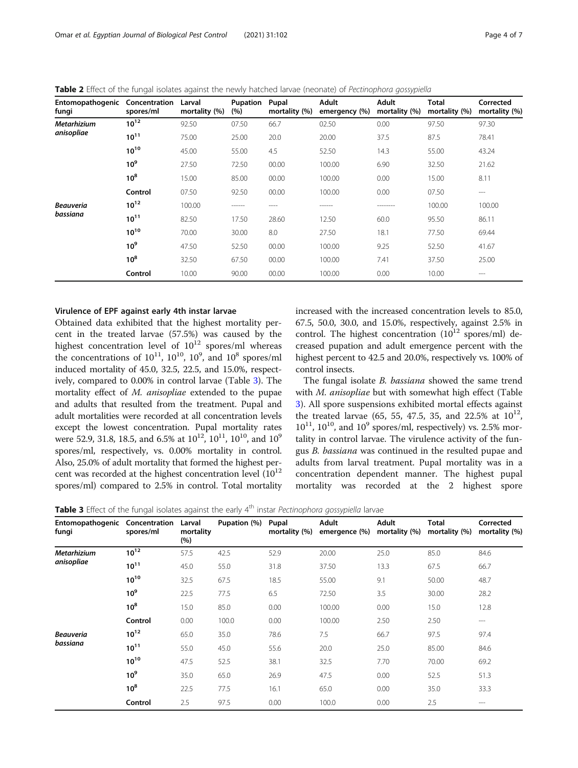**Table 2** Effect of the fungal isolates against the newly hatched larvae (neonate) of *Pectinophora gossypiella*

| Entomopathogenic fungi | Concentration spores/ml | Larval mortality (%) | Pupation (%) | Pupal mortality (%) | Adult emergency (%) | Adult mortality (%) | Total mortality (%) | Corrected mortality (%) |
|---|---|---|---|---|---|---|---|---|
| *Metarhizium anisopliae* | $10^{12}$ | 92.50 | 07.50 | 66.7 | 02.50 | 0.00 | 97.50 | 97.30 |
| | $10^{11}$ | 75.00 | 25.00 | 20.0 | 20.00 | 37.5 | 87.5 | 78.41 |
| | $10^{10}$ | 45.00 | 55.00 | 4.5 | 52.50 | 14.3 | 55.00 | 43.24 |
| | $10^{9}$ | 27.50 | 72.50 | 00.00 | 100.00 | 6.90 | 32.50 | 21.62 |
| | $10^{8}$ | 15.00 | 85.00 | 00.00 | 100.00 | 0.00 | 15.00 | 8.11 |
| | Control | 07.50 | 92.50 | 00.00 | 100.00 | 0.00 | 07.50 | --- |
| *Beauveria bassiana* | $10^{12}$ | 100.00 | ------ | ---- | ------ | -------- | 100.00 | 100.00 |
| | $10^{11}$ | 82.50 | 17.50 | 28.60 | 12.50 | 60.0 | 95.50 | 86.11 |
| | $10^{10}$ | 70.00 | 30.00 | 8.0 | 27.50 | 18.1 | 77.50 | 69.44 |
| | $10^{9}$ | 47.50 | 52.50 | 00.00 | 100.00 | 9.25 | 52.50 | 41.67 |
| | $10^{8}$ | 32.50 | 67.50 | 00.00 | 100.00 | 7.41 | 37.50 | 25.00 |
| | Control | 10.00 | 90.00 | 00.00 | 100.00 | 0.00 | 10.00 | --- |

### Virulence of EPF against early 4th instar larvae

Obtained data exhibited that the highest mortality percent in the treated larvae (57.5%) was caused by the highest concentration level of $10^{12}$ spores/ml whereas the concentrations of $10^{11}$, $10^{10}$, $10^{9}$, and $10^{8}$ spores/ml induced mortality of 45.0, 32.5, 22.5, and 15.0%, respectively, compared to 0.00% in control larvae (Table 3). The mortality effect of *M. anisopliae* extended to the pupae and adults that resulted from the treatment. Pupal and adult mortalities were recorded at all concentration levels except the lowest concentration. Pupal mortality rates were 52.9, 31.8, 18.5, and 6.5% at $10^{12}$, $10^{11}$, $10^{10}$, and $10^{9}$ spores/ml, respectively, vs. 0.00% mortality in control. Also, 25.0% of adult mortality that formed the highest percent was recorded at the highest concentration level ($10^{12}$ spores/ml) compared to 2.5% in control. Total mortality increased with the increased concentration levels to 85.0, 67.5, 50.0, 30.0, and 15.0%, respectively, against 2.5% in control. The highest concentration ($10^{12}$ spores/ml) decreased pupation and adult emergence percent with the highest percent to 42.5 and 20.0%, respectively vs. 100% of control insects.

The fungal isolate *B. bassiana* showed the same trend with *M. anisopliae* but with somewhat high effect (Table 3). All spore suspensions exhibited mortal effects against the treated larvae (65, 55, 47.5, 35, and 22.5% at $10^{12}$, $10^{11}$, $10^{10}$, and $10^{9}$ spores/ml, respectively) vs. 2.5% mortality in control larvae. The virulence activity of the fungus *B. bassiana* was continued in the resulted pupae and adults from larval treatment. Pupal mortality was in a concentration dependent manner. The highest pupal mortality was recorded at the 2 highest spore

**Table 3** Effect of the fungal isolates against the early 4th instar *Pectinophora gossypiella* larvae

| Entomopathogenic fungi | Concentration spores/ml | Larval mortality (%) | Pupation (%) | Pupal mortality (%) | Adult emergence (%) | Adult mortality (%) | Total mortality (%) | Corrected mortality (%) |
|---|---|---|---|---|---|---|---|---|
| *Metarhizium anisopliae* | $10^{12}$ | 57.5 | 42.5 | 52.9 | 20.00 | 25.0 | 85.0 | 84.6 |
| | $10^{11}$ | 45.0 | 55.0 | 31.8 | 37.50 | 13.3 | 67.5 | 66.7 |
| | $10^{10}$ | 32.5 | 67.5 | 18.5 | 55.00 | 9.1 | 50.00 | 48.7 |
| | $10^{9}$ | 22.5 | 77.5 | 6.5 | 72.50 | 3.5 | 30.00 | 28.2 |
| | $10^{8}$ | 15.0 | 85.0 | 0.00 | 100.00 | 0.00 | 15.0 | 12.8 |
| | Control | 0.00 | 100.0 | 0.00 | 100.00 | 2.50 | 2.50 | --- |
| *Beauveria bassiana* | $10^{12}$ | 65.0 | 35.0 | 78.6 | 7.5 | 66.7 | 97.5 | 97.4 |
| | $10^{11}$ | 55.0 | 45.0 | 55.6 | 20.0 | 25.0 | 85.00 | 84.6 |
| | $10^{10}$ | 47.5 | 52.5 | 38.1 | 32.5 | 7.70 | 70.00 | 69.2 |
| | $10^{9}$ | 35.0 | 65.0 | 26.9 | 47.5 | 0.00 | 52.5 | 51.3 |
| | $10^{8}$ | 22.5 | 77.5 | 16.1 | 65.0 | 0.00 | 35.0 | 33.3 |
| | Control | 2.5 | 97.5 | 0.00 | 100.0 | 0.00 | 2.5 | --- |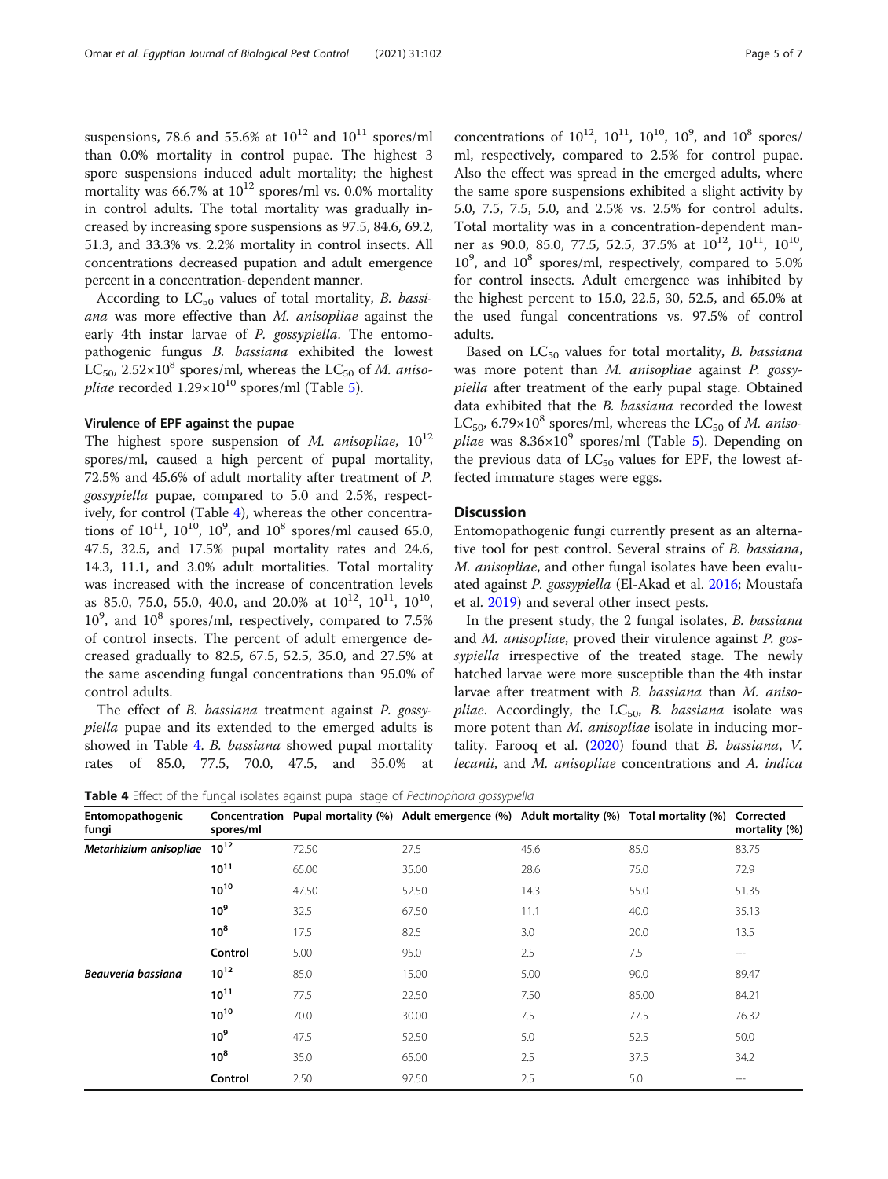suspensions, 78.6 and 55.6% at $10^{12}$ and $10^{11}$ spores/ml than 0.0% mortality in control pupae. The highest 3 spore suspensions induced adult mortality; the highest mortality was 66.7% at $10^{12}$ spores/ml vs. 0.0% mortality in control adults. The total mortality was gradually increased by increasing spore suspensions as 97.5, 84.6, 69.2, 51.3, and 33.3% vs. 2.2% mortality in control insects. All concentrations decreased pupation and adult emergence percent in a concentration-dependent manner.

According to $LC_{50}$ values of total mortality, *B. bassiana* was more effective than *M. anisopliae* against the early 4th instar larvae of *P. gossypiella*. The entomopathogenic fungus *B. bassiana* exhibited the lowest $LC_{50}$, $2.52\times10^{8}$ spores/ml, whereas the $LC_{50}$ of *M. anisopliae* recorded $1.29\times10^{10}$ spores/ml (Table 5).

### Virulence of EPF against the pupae

The highest spore suspension of *M. anisopliae*, $10^{12}$ spores/ml, caused a high percent of pupal mortality, 72.5% and 45.6% of adult mortality after treatment of *P. gossypiella* pupae, compared to 5.0 and 2.5%, respectively, for control (Table 4), whereas the other concentrations of $10^{11}$, $10^{10}$, $10^{9}$, and $10^{8}$ spores/ml caused 65.0, 47.5, 32.5, and 17.5% pupal mortality rates and 24.6, 14.3, 11.1, and 3.0% adult mortalities. Total mortality was increased with the increase of concentration levels as 85.0, 75.0, 55.0, 40.0, and 20.0% at $10^{12}$, $10^{11}$, $10^{10}$, $10^{9}$, and $10^{8}$ spores/ml, respectively, compared to 7.5% of control insects. The percent of adult emergence decreased gradually to 82.5, 67.5, 52.5, 35.0, and 27.5% at the same ascending fungal concentrations than 95.0% of control adults.

The effect of *B. bassiana* treatment against *P. gossypiella* pupae and its extended to the emerged adults is showed in Table 4. *B. bassiana* showed pupal mortality rates of 85.0, 77.5, 70.0, 47.5, and 35.0% at concentrations of $10^{12}$, $10^{11}$, $10^{10}$, $10^{9}$, and $10^{8}$ spores/ml, respectively, compared to 2.5% for control pupae. Also the effect was spread in the emerged adults, where the same spore suspensions exhibited a slight activity by 5.0, 7.5, 7.5, 5.0, and 2.5% vs. 2.5% for control adults. Total mortality was in a concentration-dependent manner as 90.0, 85.0, 77.5, 52.5, 37.5% at $10^{12}$, $10^{11}$, $10^{10}$, $10^{9}$, and $10^{8}$ spores/ml, respectively, compared to 5.0% for control insects. Adult emergence was inhibited by the highest percent to 15.0, 22.5, 30, 52.5, and 65.0% at the used fungal concentrations vs. 97.5% of control adults.

Based on $LC_{50}$ values for total mortality, *B. bassiana* was more potent than *M. anisopliae* against *P. gossypiella* after treatment of the early pupal stage. Obtained data exhibited that the *B. bassiana* recorded the lowest $LC_{50}$, $6.79\times10^{8}$ spores/ml, whereas the $LC_{50}$ of *M. anisopliae* was $8.36\times10^{9}$ spores/ml (Table 5). Depending on the previous data of $LC_{50}$ values for EPF, the lowest affected immature stages were eggs.

## Discussion

Entomopathogenic fungi currently present as an alternative tool for pest control. Several strains of *B. bassiana*, *M. anisopliae*, and other fungal isolates have been evaluated against *P. gossypiella* (El-Akad et al. 2016; Moustafa et al. 2019) and several other insect pests.

In the present study, the 2 fungal isolates, *B. bassiana* and *M. anisopliae*, proved their virulence against *P. gossypiella* irrespective of the treated stage. The newly hatched larvae were more susceptible than the 4th instar larvae after treatment with *B. bassiana* than *M. anisopliae*. Accordingly, the $LC_{50}$, *B. bassiana* isolate was more potent than *M. anisopliae* isolate in inducing mortality. Farooq et al. (2020) found that *B. bassiana*, *V. lecanii*, and *M. anisopliae* concentrations and *A. indica*

**Table 4** Effect of the fungal isolates against pupal stage of *Pectinophora gossypiella*

| Entomopathogenic fungi | Concentration spores/ml | Pupal mortality (%) | Adult emergence (%) | Adult mortality (%) | Total mortality (%) | Corrected mortality (%) |
|---|---|---|---|---|---|---|
| ***Metarhizium anisopliae*** | $10^{12}$ | 72.50 | 27.5 | 45.6 | 85.0 | 83.75 |
| | $10^{11}$ | 65.00 | 35.00 | 28.6 | 75.0 | 72.9 |
| | $10^{10}$ | 47.50 | 52.50 | 14.3 | 55.0 | 51.35 |
| | $10^{9}$ | 32.5 | 67.50 | 11.1 | 40.0 | 35.13 |
| | $10^{8}$ | 17.5 | 82.5 | 3.0 | 20.0 | 13.5 |
| | **Control** | 5.00 | 95.0 | 2.5 | 7.5 | --- |
| ***Beauveria bassiana*** | $10^{12}$ | 85.0 | 15.00 | 5.00 | 90.0 | 89.47 |
| | $10^{11}$ | 77.5 | 22.50 | 7.50 | 85.00 | 84.21 |
| | $10^{10}$ | 70.0 | 30.00 | 7.5 | 77.5 | 76.32 |
| | $10^{9}$ | 47.5 | 52.50 | 5.0 | 52.5 | 50.0 |
| | $10^{8}$ | 35.0 | 65.00 | 2.5 | 37.5 | 34.2 |
| | **Control** | 2.50 | 97.50 | 2.5 | 5.0 | --- |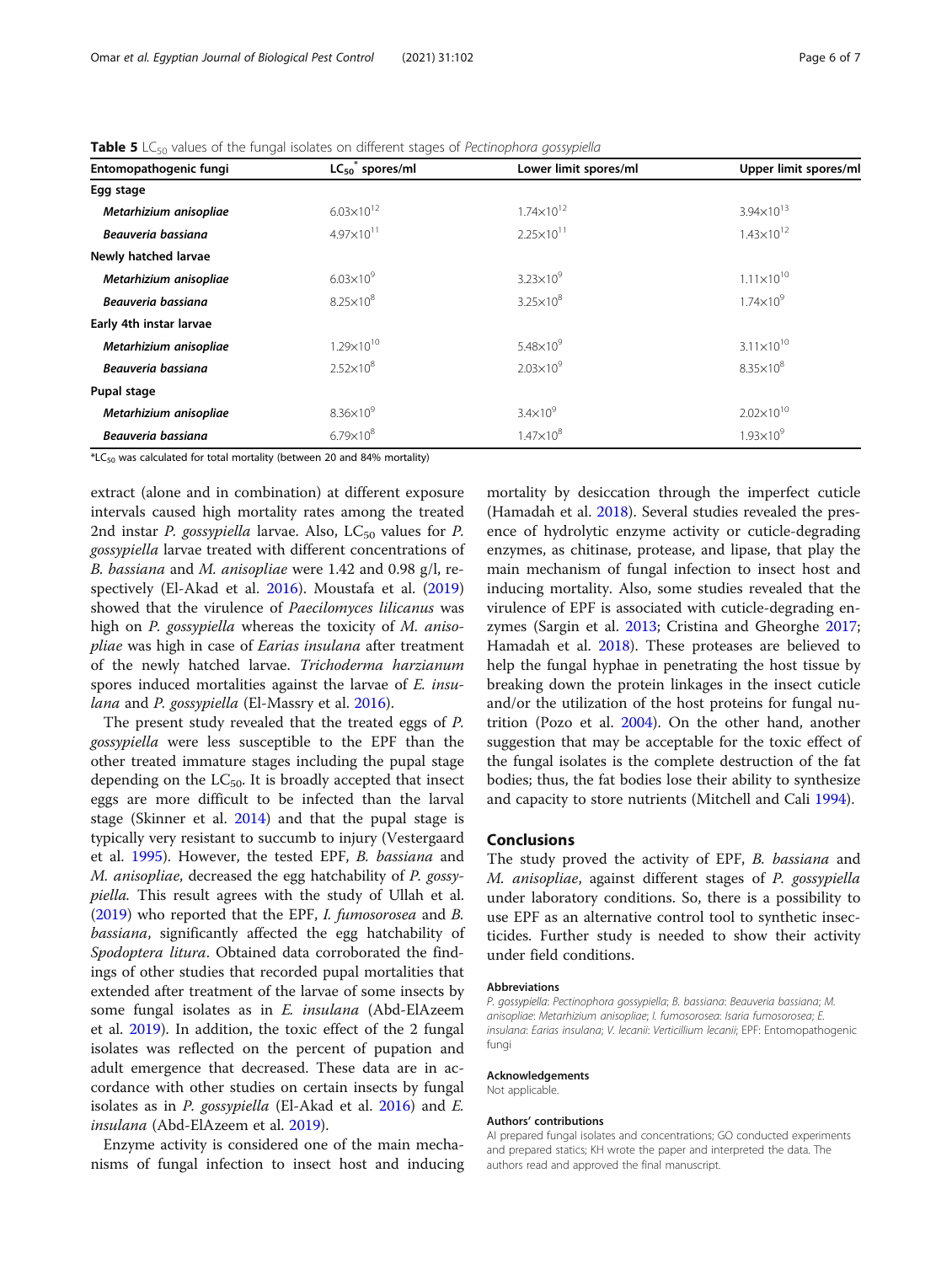**Table 5** $LC_{50}$ values of the fungal isolates on different stages of *Pectinophora gossypiella*

| Entomopathogenic fungi | $LC_{50}$* spores/ml | Lower limit spores/ml | Upper limit spores/ml |
|---|---|---|---|
| **Egg stage** | | | |
| ***Metarhizium anisopliae*** | $6.03\times10^{12}$ | $1.74\times10^{12}$ | $3.94\times10^{13}$ |
| ***Beauveria bassiana*** | $4.97\times10^{11}$ | $2.25\times10^{11}$ | $1.43\times10^{12}$ |
| **Newly hatched larvae** | | | |
| ***Metarhizium anisopliae*** | $6.03\times10^{9}$ | $3.23\times10^{9}$ | $1.11\times10^{10}$ |
| ***Beauveria bassiana*** | $8.25\times10^{8}$ | $3.25\times10^{8}$ | $1.74\times10^{9}$ |
| **Early 4th instar larvae** | | | |
| ***Metarhizium anisopliae*** | $1.29\times10^{10}$ | $5.48\times10^{9}$ | $3.11\times10^{10}$ |
| ***Beauveria bassiana*** | $2.52\times10^{8}$ | $2.03\times10^{9}$ | $8.35\times10^{8}$ |
| **Pupal stage** | | | |
| ***Metarhizium anisopliae*** | $8.36\times10^{9}$ | $3.4\times10^{9}$ | $2.02\times10^{10}$ |
| ***Beauveria bassiana*** | $6.79\times10^{8}$ | $1.47\times10^{8}$ | $1.93\times10^{9}$ |

*$LC_{50}$ was calculated for total mortality (between 20 and 84% mortality)

extract (alone and in combination) at different exposure intervals caused high mortality rates among the treated 2nd instar *P. gossypiella* larvae. Also, $LC_{50}$ values for *P. gossypiella* larvae treated with different concentrations of *B. bassiana* and *M. anisopliae* were 1.42 and 0.98 g/l, respectively (El-Akad et al. 2016). Moustafa et al. (2019) showed that the virulence of *Paecilomyces lilicanus* was high on *P. gossypiella* whereas the toxicity of *M. anisopliae* was high in case of *Earias insulana* after treatment of the newly hatched larvae. *Trichoderma harzianum* spores induced mortalities against the larvae of *E. insulana* and *P. gossypiella* (El-Massry et al. 2016).

The present study revealed that the treated eggs of *P. gossypiella* were less susceptible to the EPF than the other treated immature stages including the pupal stage depending on the $LC_{50}$. It is broadly accepted that insect eggs are more difficult to be infected than the larval stage (Skinner et al. 2014) and that the pupal stage is typically very resistant to succumb to injury (Vestergaard et al. 1995). However, the tested EPF, *B. bassiana* and *M. anisopliae*, decreased the egg hatchability of *P. gossypiella*. This result agrees with the study of Ullah et al. (2019) who reported that the EPF, *I. fumosorosea* and *B. bassiana*, significantly affected the egg hatchability of *Spodoptera litura*. Obtained data corroborated the findings of other studies that recorded pupal mortalities that extended after treatment of the larvae of some insects by some fungal isolates as in *E. insulana* (Abd-ElAzeem et al. 2019). In addition, the toxic effect of the 2 fungal isolates was reflected on the percent of pupation and adult emergence that decreased. These data are in accordance with other studies on certain insects by fungal isolates as in *P. gossypiella* (El-Akad et al. 2016) and *E. insulana* (Abd-ElAzeem et al. 2019).

Enzyme activity is considered one of the main mechanisms of fungal infection to insect host and inducing mortality by desiccation through the imperfect cuticle (Hamadah et al. 2018). Several studies revealed the presence of hydrolytic enzyme activity or cuticle-degrading enzymes, as chitinase, protease, and lipase, that play the main mechanism of fungal infection to insect host and inducing mortality. Also, some studies revealed that the virulence of EPF is associated with cuticle-degrading enzymes (Sargin et al. 2013; Cristina and Gheorghe 2017; Hamadah et al. 2018). These proteases are believed to help the fungal hyphae in penetrating the host tissue by breaking down the protein linkages in the insect cuticle and/or the utilization of the host proteins for fungal nutrition (Pozo et al. 2004). On the other hand, another suggestion that may be acceptable for the toxic effect of the fungal isolates is the complete destruction of the fat bodies; thus, the fat bodies lose their ability to synthesize and capacity to store nutrients (Mitchell and Cali 1994).

## Conclusions

The study proved the activity of EPF, *B. bassiana* and *M. anisopliae*, against different stages of *P. gossypiella* under laboratory conditions. So, there is a possibility to use EPF as an alternative control tool to synthetic insecticides. Further study is needed to show their activity under field conditions.

#### Abbreviations

*P. gossypiella*: *Pectinophora gossypiella*; *B. bassiana*: *Beauveria bassiana*; *M. anisopliae*: *Metarhizium anisopliae*; *I. fumosorosea*: *Isaria fumosorosea*; *E. insulana*: *Earias insulana*; *V. lecanii*: *Verticillium lecanii*; EPF: Entomopathogenic fungi

#### Acknowledgements

Not applicable.

#### Authors' contributions

AI prepared fungal isolates and concentrations; GO conducted experiments and prepared statics; KH wrote the paper and interpreted the data. The authors read and approved the final manuscript.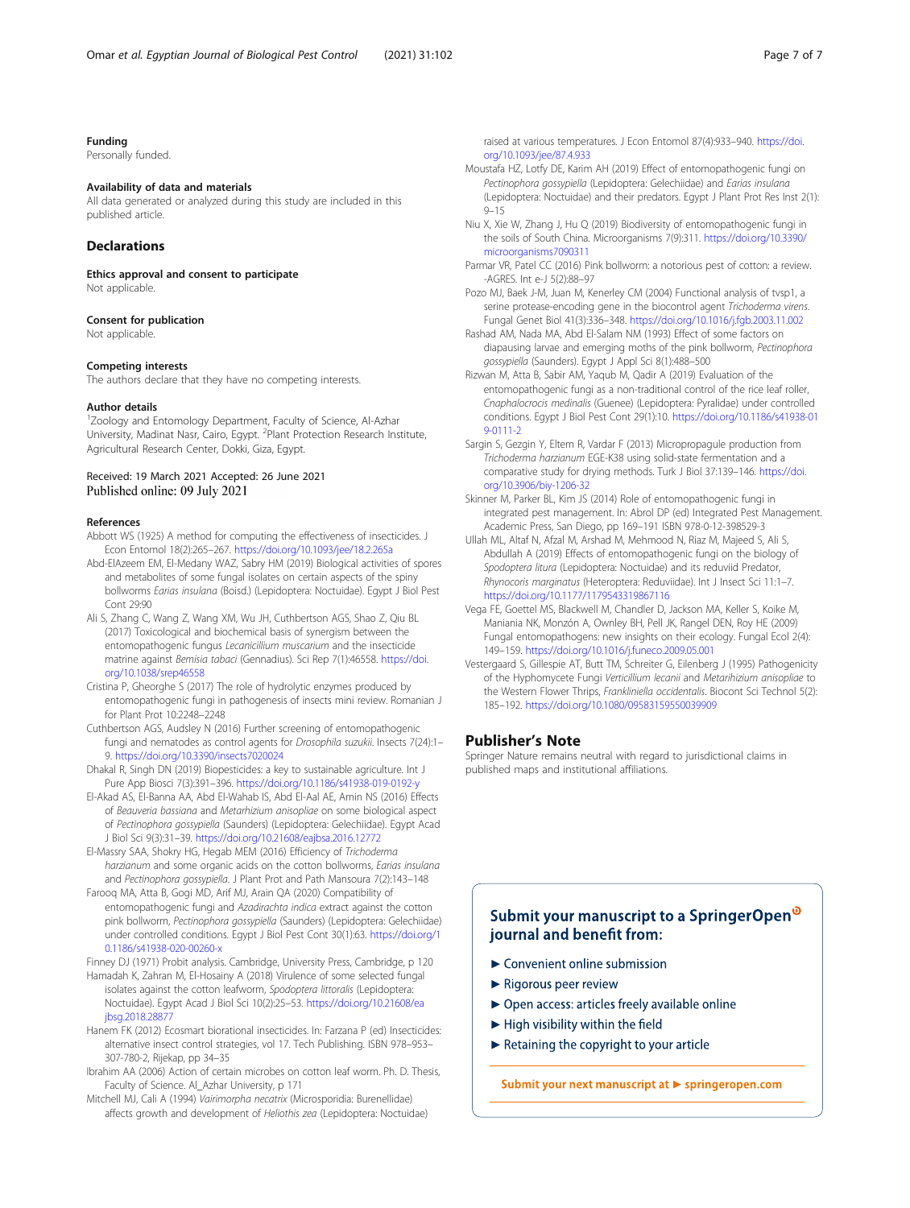### Funding

Personally funded.

### Availability of data and materials

All data generated or analyzed during this study are included in this published article.

## Declarations

### Ethics approval and consent to participate

Not applicable.

### Consent for publication

Not applicable.

### Competing interests

The authors declare that they have no competing interests.

### Author details

[1]Zoology and Entomology Department, Faculty of Science, Al-Azhar University, Madinat Nasr, Cairo, Egypt. [2]Plant Protection Research Institute, Agricultural Research Center, Dokki, Giza, Egypt.

Received: 19 March 2021 Accepted: 26 June 2021
Published online: 09 July 2021

### References

Abbott WS (1925) A method for computing the effectiveness of insecticides. J Econ Entomol 18(2):265–267. https://doi.org/10.1093/jee/18.2.265a

Abd-ElAzeem EM, El-Medany WAZ, Sabry HM (2019) Biological activities of spores and metabolites of some fungal isolates on certain aspects of the spiny bollworms *Earias insulana* (Boisd.) (Lepidoptera: Noctuidae). Egypt J Biol Pest Cont 29:90

Ali S, Zhang C, Wang Z, Wang XM, Wu JH, Cuthbertson AGS, Shao Z, Qiu BL (2017) Toxicological and biochemical basis of synergism between the entomopathogenic fungus *Lecanicillium muscarium* and the insecticide matrine against *Bemisia tabaci* (Gennadius). Sci Rep 7(1):46558. https://doi.org/10.1038/srep46558

Cristina P, Gheorghe S (2017) The role of hydrolytic enzymes produced by entomopathogenic fungi in pathogenesis of insects mini review. Romanian J for Plant Prot 10:2248–2248

Cuthbertson AGS, Audsley N (2016) Further screening of entomopathogenic fungi and nematodes as control agents for *Drosophila suzukii*. Insects 7(24):1–9. https://doi.org/10.3390/insects7020024

Dhakal R, Singh DN (2019) Biopesticides: a key to sustainable agriculture. Int J Pure App Biosci 7(3):391–396. https://doi.org/10.1186/s41938-019-0192-y

El-Akad AS, El-Banna AA, Abd El-Wahab IS, Abd El-Aal AE, Amin NS (2016) Effects of *Beauveria bassiana* and *Metarhizium anisopliae* on some biological aspect of *Pectinophora gossypiella* (Saunders) (Lepidoptera: Gelechiidae). Egypt Acad J Biol Sci 9(3):31–39. https://doi.org/10.21608/eajbsa.2016.12772

El-Massry SAA, Shokry HG, Hegab MEM (2016) Efficiency of *Trichoderma harzianum* and some organic acids on the cotton bollworms, *Earias insulana* and *Pectinophora gossypiella*. J Plant Prot and Path Mansoura 7(2):143–148

Farooq MA, Atta B, Gogi MD, Arif MJ, Arain QA (2020) Compatibility of entomopathogenic fungi and *Azadirachta indica* extract against the cotton pink bollworm, *Pectinophora gossypiella* (Saunders) (Lepidoptera: Gelechiidae) under controlled conditions. Egypt J Biol Pest Cont 30(1):63. https://doi.org/10.1186/s41938-020-00260-x

Finney DJ (1971) Probit analysis. Cambridge, University Press, Cambridge, p 120

Hamadah K, Zahran M, El-Hosainy A (2018) Virulence of some selected fungal isolates against the cotton leafworm, *Spodoptera littoralis* (Lepidoptera: Noctuidae). Egypt Acad J Biol Sci 10(2):25–53. https://doi.org/10.21608/eajbsg.2018.28877

Hanem FK (2012) Ecosmart biorational insecticides. In: Farzana P (ed) Insecticides: alternative insect control strategies, vol 17. Tech Publishing. ISBN 978–953–307-780-2, Rijekap, pp 34–35

Ibrahim AA (2006) Action of certain microbes on cotton leaf worm. Ph. D. Thesis, Faculty of Science. Al_Azhar University, p 171

Mitchell MJ, Cali A (1994) *Vairimorpha necatrix* (Microsporidia: Burenellidae) affects growth and development of *Heliothis zea* (Lepidoptera: Noctuidae) raised at various temperatures. J Econ Entomol 87(4):933–940. https://doi.org/10.1093/jee/87.4.933

Moustafa HZ, Lotfy DE, Karim AH (2019) Effect of entomopathogenic fungi on *Pectinophora gossypiella* (Lepidoptera: Gelechiidae) and *Earias insulana* (Lepidoptera: Noctuidae) and their predators. Egypt J Plant Prot Res Inst 2(1):9–15

Niu X, Xie W, Zhang J, Hu Q (2019) Biodiversity of entomopathogenic fungi in the soils of South China. Microorganisms 7(9):311. https://doi.org/10.3390/microorganisms7090311

Parmar VR, Patel CC (2016) Pink bollworm: a notorious pest of cotton: a review. -AGRES. Int e-J 5(2):88–97

Pozo MJ, Baek J-M, Juan M, Kenerley CM (2004) Functional analysis of tvsp1, a serine protease-encoding gene in the biocontrol agent *Trichoderma virens*. Fungal Genet Biol 41(3):336–348. https://doi.org/10.1016/j.fgb.2003.11.002

Rashad AM, Nada MA, Abd El-Salam NM (1993) Effect of some factors on diapausing larvae and emerging moths of the pink bollworm, *Pectinophora gossypiella* (Saunders). Egypt J Appl Sci 8(1):488–500

Rizwan M, Atta B, Sabir AM, Yaqub M, Qadir A (2019) Evaluation of the entomopathogenic fungi as a non-traditional control of the rice leaf roller, *Cnaphalocrocis medinalis* (Guenee) (Lepidoptera: Pyralidae) under controlled conditions. Egypt J Biol Pest Cont 29(1):10. https://doi.org/10.1186/s41938-019-0111-2

Sargin S, Gezgin Y, Eltem R, Vardar F (2013) Micropropagule production from *Trichoderma harzianum* EGE-K38 using solid-state fermentation and a comparative study for drying methods. Turk J Biol 37:139–146. https://doi.org/10.3906/biy-1206-32

Skinner M, Parker BL, Kim JS (2014) Role of entomopathogenic fungi in integrated pest management. In: Abrol DP (ed) Integrated Pest Management. Academic Press, San Diego, pp 169–191 ISBN 978-0-12-398529-3

Ullah ML, Altaf N, Afzal M, Arshad M, Mehmood N, Riaz M, Majeed S, Ali S, Abdullah A (2019) Effects of entomopathogenic fungi on the biology of *Spodoptera litura* (Lepidoptera: Noctuidae) and its reduviid Predator, *Rhynocoris marginatus* (Heteroptera: Reduviidae). Int J Insect Sci 11:1–7. https://doi.org/10.1177/1179543319867116

Vega FE, Goettel MS, Blackwell M, Chandler D, Jackson MA, Keller S, Koike M, Maniania NK, Monzón A, Ownley BH, Pell JK, Rangel DEN, Roy HE (2009) Fungal entomopathogens: new insights on their ecology. Fungal Ecol 2(4):149–159. https://doi.org/10.1016/j.funeco.2009.05.001

Vestergaard S, Gillespie AT, Butt TM, Schreiter G, Eilenberg J (1995) Pathogenicity of the Hyphomycete Fungi *Verticillium lecanii* and *Metarhizium anisopliae* to the Western Flower Thrips, *Frankliniella occidentalis*. Biocont Sci Technol 5(2):185–192. https://doi.org/10.1080/09583159550039909

## Publisher's Note

Springer Nature remains neutral with regard to jurisdictional claims in published maps and institutional affiliations.

**Submit your manuscript to a SpringerOpen journal and benefit from:**

- Convenient online submission
- Rigorous peer review
- Open access: articles freely available online
- High visibility within the field
- Retaining the copyright to your article

Submit your next manuscript at ► springeropen.com